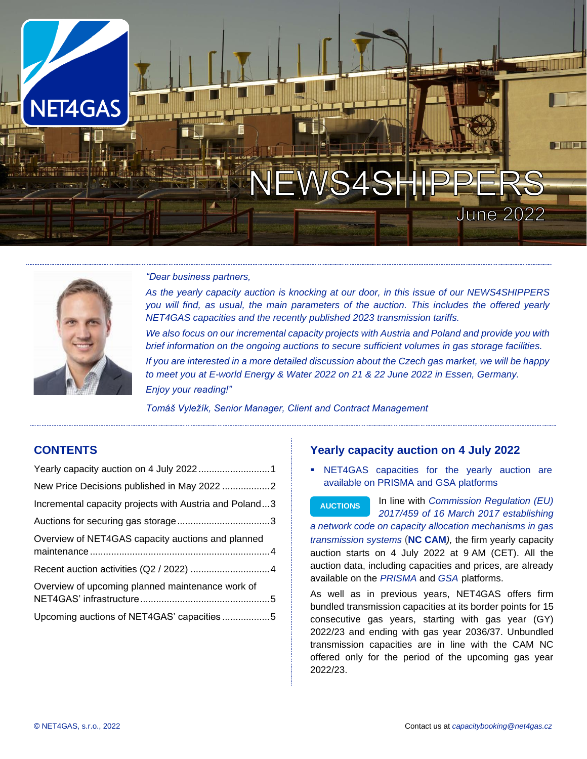# NEWS4SHIPPERS

June 2022

*"Dear business partners,*

*As the yearly capacity auction is knocking at our door, in this issue of our NEWS4SHIPPERS you will find, as usual, the main parameters of the auction. This includes the offered yearly NET4GAS capacities and the recently published 2023 transmission tariffs.*

*We also focus on our incremental capacity projects with Austria and Poland and provide you with brief information on the ongoing auctions to secure sufficient volumes in gas storage facilities.*

*If you are interested in a more detailed discussion about the Czech gas market, we will be happy to meet you at E-world Energy & Water 2022 on 21 & 22 June 2022 in Essen, Germany.*

*Enjoy your reading!"*

*Tomáš Vyležík, Senior Manager, Client and Contract Management*

## CONTENTS

- Yearly capacity auction on 4 July 2022 ... 1
- New Price Decisions published in May 2022 ... 2
- Incremental capacity projects with Austria and Poland ... 3
- Auctions for securing gas storage ... 3
- Overview of NET4GAS capacity auctions and planned maintenance ... 4
- Recent auction activities (Q2 / 2022) ... 4
- Overview of upcoming planned maintenance work of NET4GAS' infrastructure ... 5
- Upcoming auctions of NET4GAS' capacities ... 5

## Yearly capacity auction on 4 July 2022

- NET4GAS capacities for the yearly auction are available on PRISMA and GSA platforms

**AUCTIONS**

In line with *Commission Regulation (EU) 2017/459 of 16 March 2017 establishing a network code on capacity allocation mechanisms in gas transmission systems* (**NC CAM**), the firm yearly capacity auction starts on 4 July 2022 at 9 AM (CET). All the auction data, including capacities and prices, are already available on the *PRISMA* and *GSA* platforms.

As well as in previous years, NET4GAS offers firm bundled transmission capacities at its border points for 15 consecutive gas years, starting with gas year (GY) 2022/23 and ending with gas year 2036/37. Unbundled transmission capacities are in line with the CAM NC offered only for the period of the upcoming gas year 2022/23.

© NET4GAS, s.r.o., 2022

Contact us at *capacitybooking@net4gas.cz*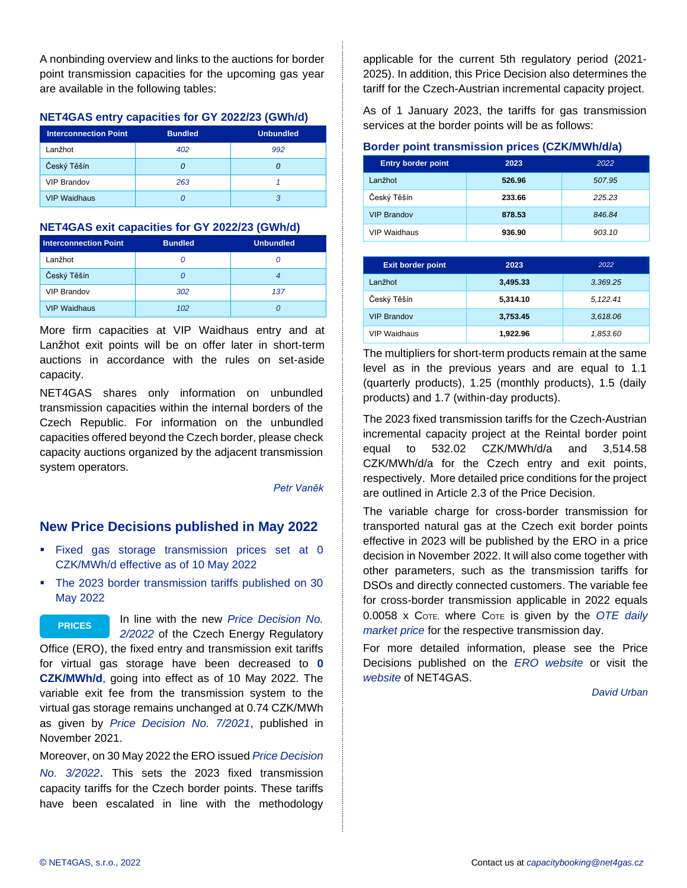A nonbinding overview and links to the auctions for border point transmission capacities for the upcoming gas year are available in the following tables:

### NET4GAS entry capacities for GY 2022/23 (GWh/d)

| Interconnection Point | Bundled | Unbundled |
|---|---|---|
| Lanžhot | *402* | *992* |
| Český Těšín | *0* | *0* |
| VIP Brandov | *263* | *1* |
| VIP Waidhaus | *0* | *3* |

### NET4GAS exit capacities for GY 2022/23 (GWh/d)

| Interconnection Point | Bundled | Unbundled |
|---|---|---|
| Lanžhot | *0* | *0* |
| Český Těšín | *0* | *4* |
| VIP Brandov | *302* | *137* |
| VIP Waidhaus | *102* | *0* |

More firm capacities at VIP Waidhaus entry and at Lanžhot exit points will be on offer later in short-term auctions in accordance with the rules on set-aside capacity.

NET4GAS shares only information on unbundled transmission capacities within the internal borders of the Czech Republic. For information on the unbundled capacities offered beyond the Czech border, please check capacity auctions organized by the adjacent transmission system operators.

*Petr Vaněk*

## New Price Decisions published in May 2022

- Fixed gas storage transmission prices set at 0 CZK/MWh/d effective as of 10 May 2022
- The 2023 border transmission tariffs published on 30 May 2022

**PRICES**

In line with the new *Price Decision No. 2/2022* of the Czech Energy Regulatory Office (ERO), the fixed entry and transmission exit tariffs for virtual gas storage have been decreased to **0 CZK/MWh/d**, going into effect as of 10 May 2022. The variable exit fee from the transmission system to the virtual gas storage remains unchanged at 0.74 CZK/MWh as given by *Price Decision No. 7/2021*, published in November 2021.

Moreover, on 30 May 2022 the ERO issued *Price Decision No. 3/2022*. This sets the 2023 fixed transmission capacity tariffs for the Czech border points. These tariffs have been escalated in line with the methodology applicable for the current 5th regulatory period (2021-2025). In addition, this Price Decision also determines the tariff for the Czech-Austrian incremental capacity project.

As of 1 January 2023, the tariffs for gas transmission services at the border points will be as follows:

### Border point transmission prices (CZK/MWh/d/a)

| Entry border point | 2023 | *2022* |
|---|---|---|
| Lanžhot | **526.96** | *507.95* |
| Český Těšín | **233.66** | *225.23* |
| VIP Brandov | **878.53** | *846.84* |
| VIP Waidhaus | **936.90** | *903.10* |

| Exit border point | 2023 | *2022* |
|---|---|---|
| Lanžhot | **3,495.33** | *3,369.25* |
| Český Těšín | **5,314.10** | *5,122.41* |
| VIP Brandov | **3,753.45** | *3,618.06* |
| VIP Waidhaus | **1,922.96** | *1,853.60* |

The multipliers for short-term products remain at the same level as in the previous years and are equal to 1.1 (quarterly products), 1.25 (monthly products), 1.5 (daily products) and 1.7 (within-day products).

The 2023 fixed transmission tariffs for the Czech-Austrian incremental capacity project at the Reintal border point equal to 532.02 CZK/MWh/d/a and 3,514.58 CZK/MWh/d/a for the Czech entry and exit points, respectively. More detailed price conditions for the project are outlined in Article 2.3 of the Price Decision.

The variable charge for cross-border transmission for transported natural gas at the Czech exit border points effective in 2023 will be published by the ERO in a price decision in November 2022. It will also come together with other parameters, such as the transmission tariffs for DSOs and directly connected customers. The variable fee for cross-border transmission applicable in 2022 equals 0.0058 x COTE, where COTE is given by the *OTE daily market price* for the respective transmission day.

For more detailed information, please see the Price Decisions published on the *ERO website* or visit the *website* of NET4GAS.

*David Urban*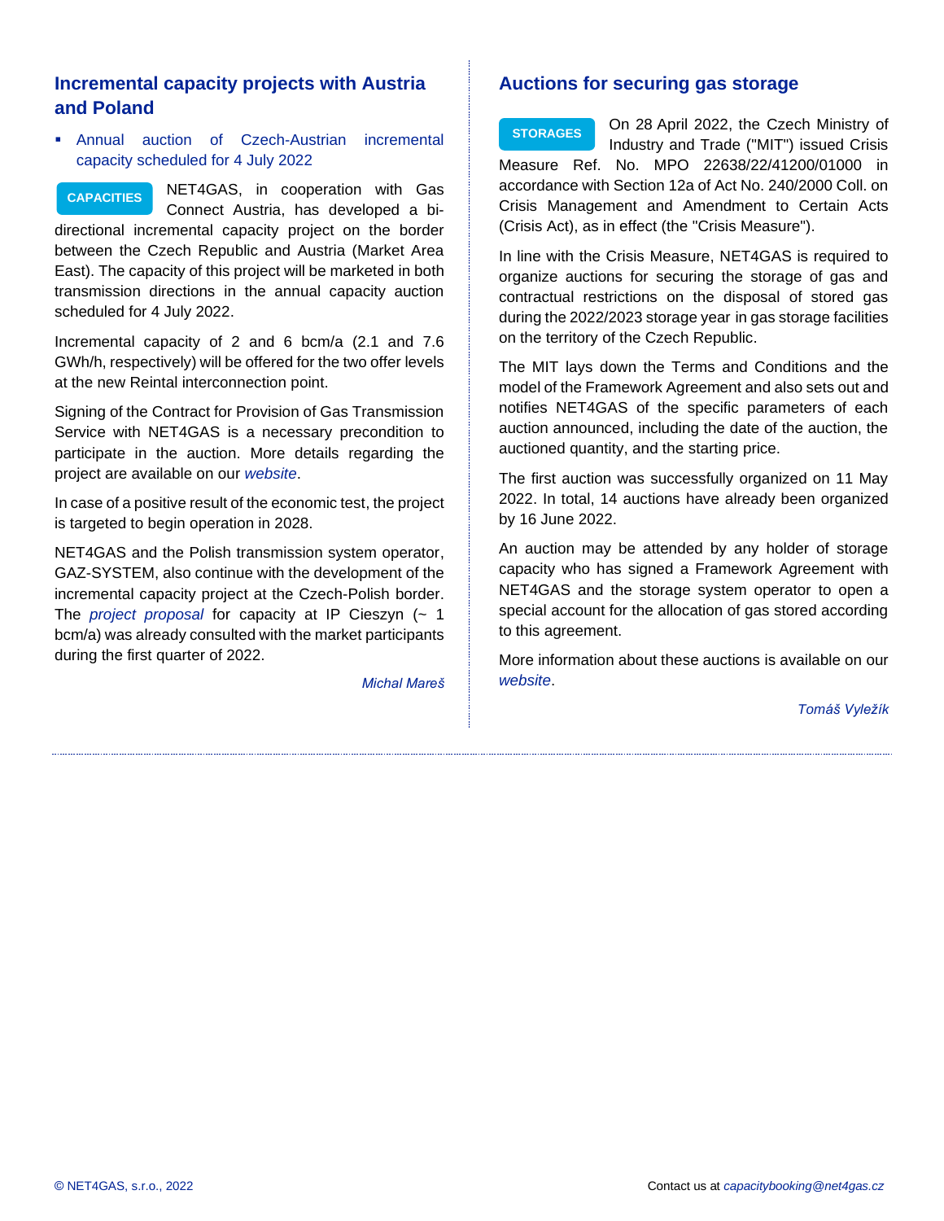## Incremental capacity projects with Austria and Poland

- Annual auction of Czech-Austrian incremental capacity scheduled for 4 July 2022

**CAPACITIES** NET4GAS, in cooperation with Gas Connect Austria, has developed a bi-directional incremental capacity project on the border between the Czech Republic and Austria (Market Area East). The capacity of this project will be marketed in both transmission directions in the annual capacity auction scheduled for 4 July 2022.

Incremental capacity of 2 and 6 bcm/a (2.1 and 7.6 GWh/h, respectively) will be offered for the two offer levels at the new Reintal interconnection point.

Signing of the Contract for Provision of Gas Transmission Service with NET4GAS is a necessary precondition to participate in the auction. More details regarding the project are available on our *website*.

In case of a positive result of the economic test, the project is targeted to begin operation in 2028.

NET4GAS and the Polish transmission system operator, GAZ-SYSTEM, also continue with the development of the incremental capacity project at the Czech-Polish border. The *project proposal* for capacity at IP Cieszyn (~ 1 bcm/a) was already consulted with the market participants during the first quarter of 2022.

*Michal Mareš*

## Auctions for securing gas storage

**STORAGES** On 28 April 2022, the Czech Ministry of Industry and Trade ("MIT") issued Crisis Measure Ref. No. MPO 22638/22/41200/01000 in accordance with Section 12a of Act No. 240/2000 Coll. on Crisis Management and Amendment to Certain Acts (Crisis Act), as in effect (the "Crisis Measure").

In line with the Crisis Measure, NET4GAS is required to organize auctions for securing the storage of gas and contractual restrictions on the disposal of stored gas during the 2022/2023 storage year in gas storage facilities on the territory of the Czech Republic.

The MIT lays down the Terms and Conditions and the model of the Framework Agreement and also sets out and notifies NET4GAS of the specific parameters of each auction announced, including the date of the auction, the auctioned quantity, and the starting price.

The first auction was successfully organized on 11 May 2022. In total, 14 auctions have already been organized by 16 June 2022.

An auction may be attended by any holder of storage capacity who has signed a Framework Agreement with NET4GAS and the storage system operator to open a special account for the allocation of gas stored according to this agreement.

More information about these auctions is available on our *website*.

*Tomáš Vyležík*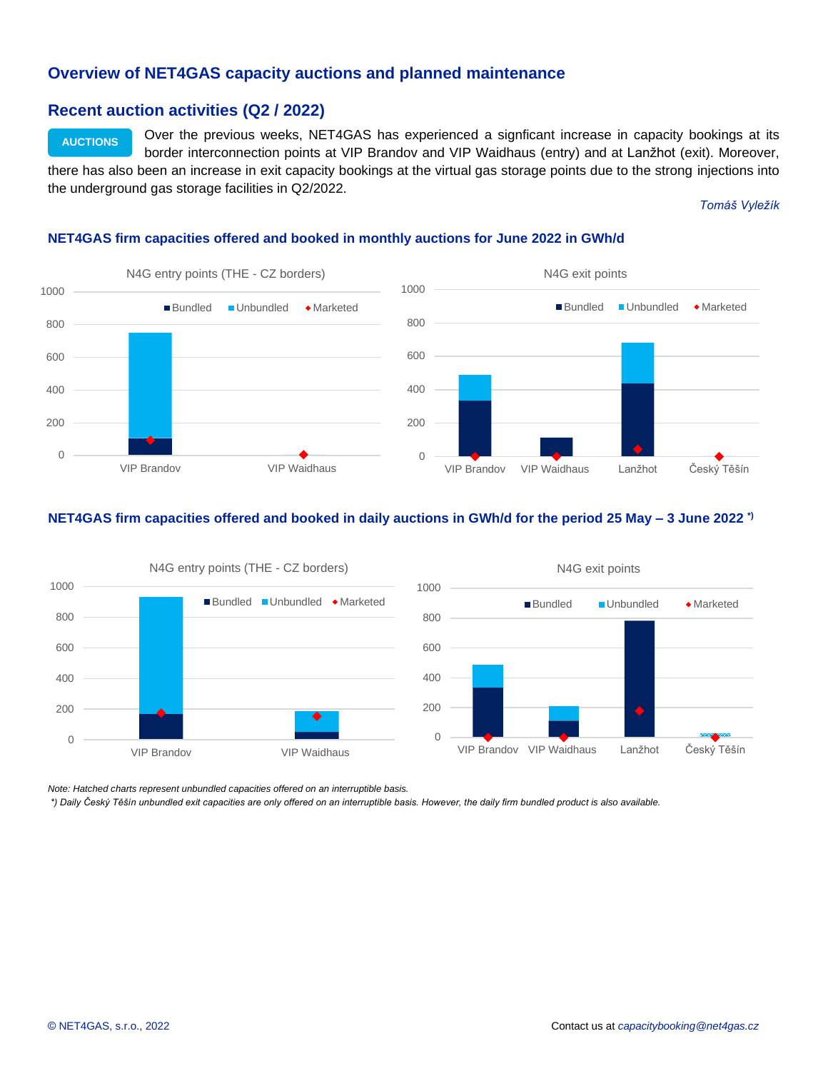## Overview of NET4GAS capacity auctions and planned maintenance

### Recent auction activities (Q2 / 2022)

**AUCTIONS**

Over the previous weeks, NET4GAS has experienced a signficant increase in capacity bookings at its border interconnection points at VIP Brandov and VIP Waidhaus (entry) and at Lanžhot (exit). Moreover, there has also been an increase in exit capacity bookings at the virtual gas storage points due to the strong injections into the underground gas storage facilities in Q2/2022.

*Tomáš Vyležík*

#### NET4GAS firm capacities offered and booked in monthly auctions for June 2022 in GWh/d

N4G entry points (THE - CZ borders)

N4G exit points

#### NET4GAS firm capacities offered and booked in daily auctions in GWh/d for the period 25 May – 3 June 2022 *)

N4G entry points (THE - CZ borders)

N4G exit points

*Note: Hatched charts represent unbundled capacities offered on an interruptible basis.*

*\*) Daily Český Těšín unbundled exit capacities are only offered on an interruptible basis. However, the daily firm bundled product is also available.*

© NET4GAS, s.r.o., 2022 Contact us at *capacitybooking@net4gas.cz*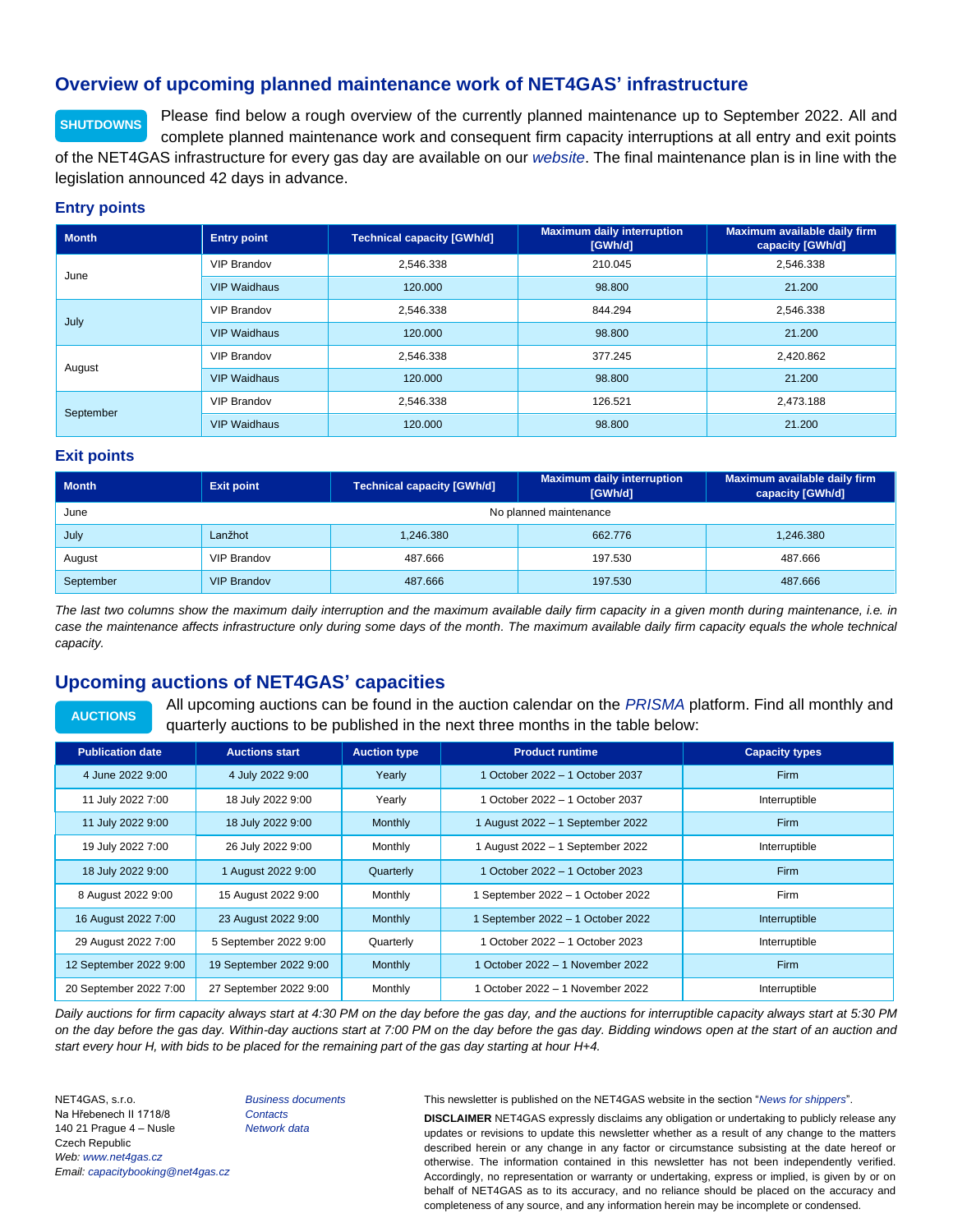## Overview of upcoming planned maintenance work of NET4GAS' infrastructure

**SHUTDOWNS** Please find below a rough overview of the currently planned maintenance up to September 2022. All and complete planned maintenance work and consequent firm capacity interruptions at all entry and exit points of the NET4GAS infrastructure for every gas day are available on our *website*. The final maintenance plan is in line with the legislation announced 42 days in advance.

### Entry points

| Month | Entry point | Technical capacity [GWh/d] | Maximum daily interruption [GWh/d] | Maximum available daily firm capacity [GWh/d] |
|---|---|---|---|---|
| June | VIP Brandov | 2,546.338 | 210.045 | 2,546.338 |
| | VIP Waidhaus | 120.000 | 98.800 | 21.200 |
| July | VIP Brandov | 2,546.338 | 844.294 | 2,546.338 |
| | VIP Waidhaus | 120.000 | 98.800 | 21.200 |
| August | VIP Brandov | 2,546.338 | 377.245 | 2,420.862 |
| | VIP Waidhaus | 120.000 | 98.800 | 21.200 |
| September | VIP Brandov | 2,546.338 | 126.521 | 2,473.188 |
| | VIP Waidhaus | 120.000 | 98.800 | 21.200 |

### Exit points

| Month | Exit point | Technical capacity [GWh/d] | Maximum daily interruption [GWh/d] | Maximum available daily firm capacity [GWh/d] |
|---|---|---|---|---|
| June | No planned maintenance | | | |
| July | Lanžhot | 1,246.380 | 662.776 | 1,246.380 |
| August | VIP Brandov | 487.666 | 197.530 | 487.666 |
| September | VIP Brandov | 487.666 | 197.530 | 487.666 |

*The last two columns show the maximum daily interruption and the maximum available daily firm capacity in a given month during maintenance, i.e. in case the maintenance affects infrastructure only during some days of the month. The maximum available daily firm capacity equals the whole technical capacity.*

## Upcoming auctions of NET4GAS' capacities

**AUCTIONS** All upcoming auctions can be found in the auction calendar on the *PRISMA* platform. Find all monthly and quarterly auctions to be published in the next three months in the table below:

| Publication date | Auctions start | Auction type | Product runtime | Capacity types |
|---|---|---|---|---|
| 4 June 2022 9:00 | 4 July 2022 9:00 | Yearly | 1 October 2022 – 1 October 2037 | Firm |
| 11 July 2022 7:00 | 18 July 2022 9:00 | Yearly | 1 October 2022 – 1 October 2037 | Interruptible |
| 11 July 2022 9:00 | 18 July 2022 9:00 | Monthly | 1 August 2022 – 1 September 2022 | Firm |
| 19 July 2022 7:00 | 26 July 2022 9:00 | Monthly | 1 August 2022 – 1 September 2022 | Interruptible |
| 18 July 2022 9:00 | 1 August 2022 9:00 | Quarterly | 1 October 2022 – 1 October 2023 | Firm |
| 8 August 2022 9:00 | 15 August 2022 9:00 | Monthly | 1 September 2022 – 1 October 2022 | Firm |
| 16 August 2022 7:00 | 23 August 2022 9:00 | Monthly | 1 September 2022 – 1 October 2022 | Interruptible |
| 29 August 2022 7:00 | 5 September 2022 9:00 | Quarterly | 1 October 2022 – 1 October 2023 | Interruptible |
| 12 September 2022 9:00 | 19 September 2022 9:00 | Monthly | 1 October 2022 – 1 November 2022 | Firm |
| 20 September 2022 7:00 | 27 September 2022 9:00 | Monthly | 1 October 2022 – 1 November 2022 | Interruptible |

*Daily auctions for firm capacity always start at 4:30 PM on the day before the gas day, and the auctions for interruptible capacity always start at 5:30 PM on the day before the gas day. Within-day auctions start at 7:00 PM on the day before the gas day. Bidding windows open at the start of an auction and start every hour H, with bids to be placed for the remaining part of the gas day starting at hour H+4.*

NET4GAS, s.r.o.
Na Hřebenech II 1718/8
140 21 Prague 4 – Nusle
Czech Republic
*Web: www.net4gas.cz*
*Email: capacitybooking@net4gas.cz*

*Business documents*
*Contacts*
*Network data*

This newsletter is published on the NET4GAS website in the section "*News for shippers*".

**DISCLAIMER** NET4GAS expressly disclaims any obligation or undertaking to publicly release any updates or revisions to update this newsletter whether as a result of any change to the matters described herein or any change in any factor or circumstance subsisting at the date hereof or otherwise. The information contained in this newsletter has not been independently verified. Accordingly, no representation or warranty or undertaking, express or implied, is given by or on behalf of NET4GAS as to its accuracy, and no reliance should be placed on the accuracy and completeness of any source, and any information herein may be incomplete or condensed.